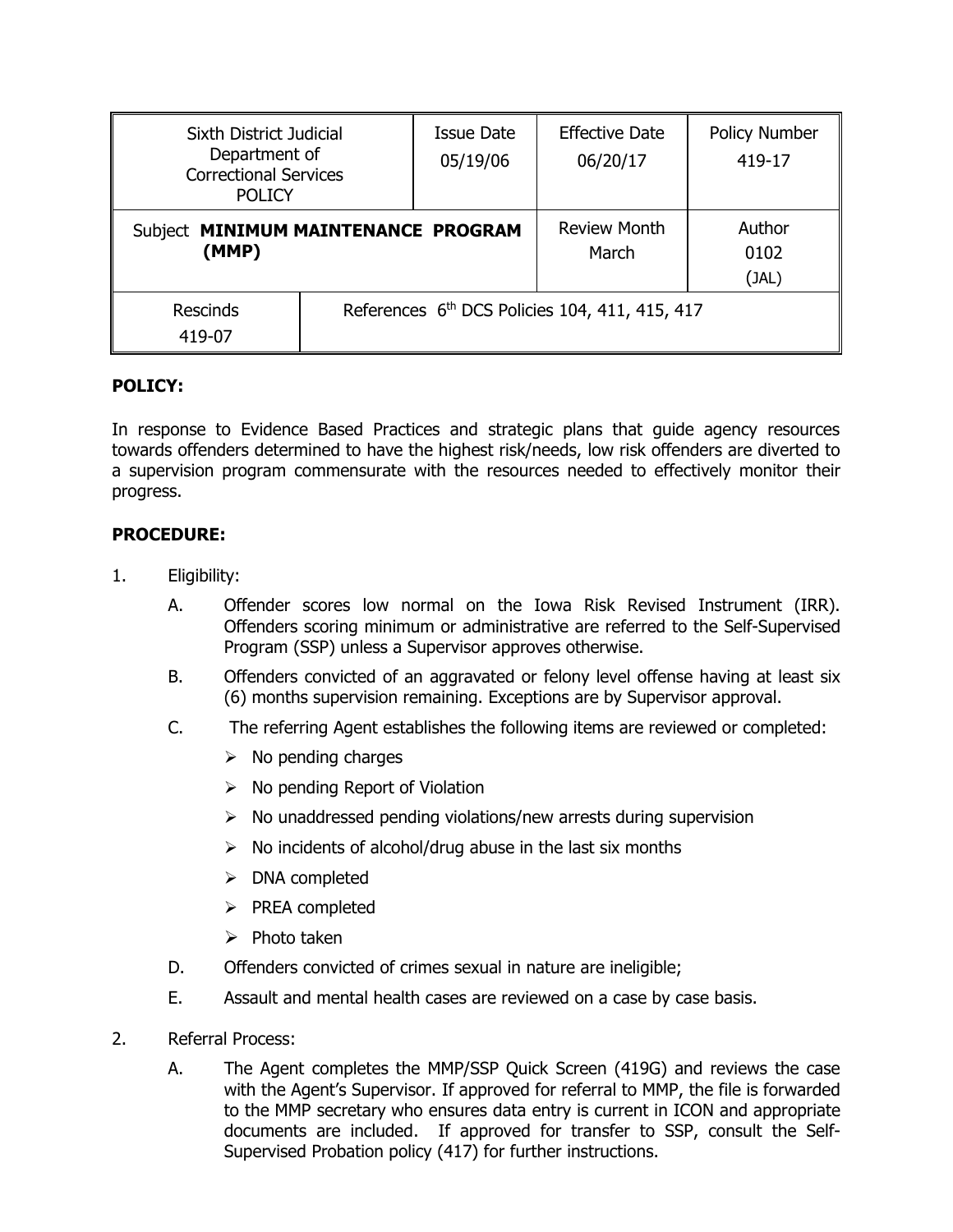| Sixth District Judicial Department of Correctional Services POLICY | | Issue Date 05/19/06 | Effective Date 06/20/17 | Policy Number 419-17 |
|---|---|---|---|---|
| Subject **MINIMUM MAINTENANCE PROGRAM (MMP)** | | | Review Month March | Author 0102 (JAL) |
| Rescinds 419-07 | References 6th DCS Policies 104, 411, 415, 417 | | | |

**POLICY:**

In response to Evidence Based Practices and strategic plans that guide agency resources towards offenders determined to have the highest risk/needs, low risk offenders are diverted to a supervision program commensurate with the resources needed to effectively monitor their progress.

**PROCEDURE:**

1. Eligibility:

   A. Offender scores low normal on the Iowa Risk Revised Instrument (IRR). Offenders scoring minimum or administrative are referred to the Self-Supervised Program (SSP) unless a Supervisor approves otherwise.

   B. Offenders convicted of an aggravated or felony level offense having at least six (6) months supervision remaining. Exceptions are by Supervisor approval.

   C. The referring Agent establishes the following items are reviewed or completed:

      - No pending charges
      - No pending Report of Violation
      - No unaddressed pending violations/new arrests during supervision
      - No incidents of alcohol/drug abuse in the last six months
      - DNA completed
      - PREA completed
      - Photo taken

   D. Offenders convicted of crimes sexual in nature are ineligible;

   E. Assault and mental health cases are reviewed on a case by case basis.

2. Referral Process:

   A. The Agent completes the MMP/SSP Quick Screen (419G) and reviews the case with the Agent's Supervisor. If approved for referral to MMP, the file is forwarded to the MMP secretary who ensures data entry is current in ICON and appropriate documents are included. If approved for transfer to SSP, consult the Self-Supervised Probation policy (417) for further instructions.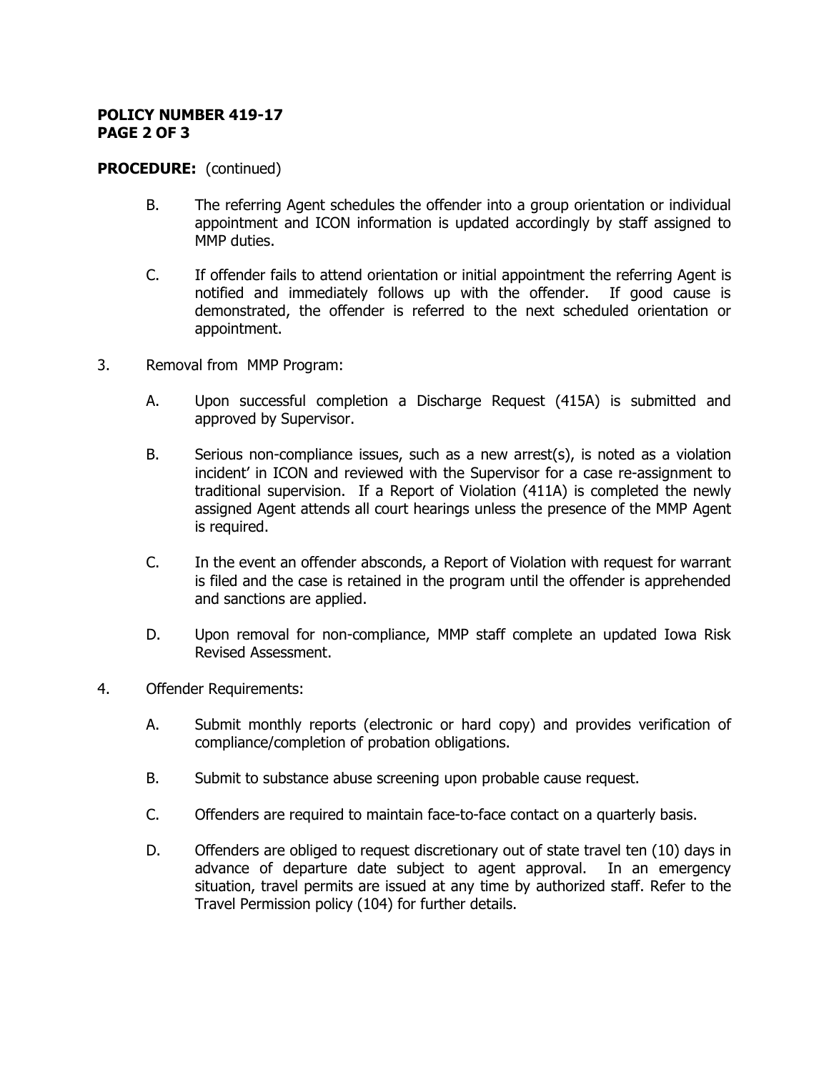**PROCEDURE:** (continued)

B. The referring Agent schedules the offender into a group orientation or individual appointment and ICON information is updated accordingly by staff assigned to MMP duties.

C. If offender fails to attend orientation or initial appointment the referring Agent is notified and immediately follows up with the offender. If good cause is demonstrated, the offender is referred to the next scheduled orientation or appointment.

3. Removal from MMP Program:

A. Upon successful completion a Discharge Request (415A) is submitted and approved by Supervisor.

B. Serious non-compliance issues, such as a new arrest(s), is noted as a violation incident' in ICON and reviewed with the Supervisor for a case re-assignment to traditional supervision. If a Report of Violation (411A) is completed the newly assigned Agent attends all court hearings unless the presence of the MMP Agent is required.

C. In the event an offender absconds, a Report of Violation with request for warrant is filed and the case is retained in the program until the offender is apprehended and sanctions are applied.

D. Upon removal for non-compliance, MMP staff complete an updated Iowa Risk Revised Assessment.

4. Offender Requirements:

A. Submit monthly reports (electronic or hard copy) and provides verification of compliance/completion of probation obligations.

B. Submit to substance abuse screening upon probable cause request.

C. Offenders are required to maintain face-to-face contact on a quarterly basis.

D. Offenders are obliged to request discretionary out of state travel ten (10) days in advance of departure date subject to agent approval. In an emergency situation, travel permits are issued at any time by authorized staff. Refer to the Travel Permission policy (104) for further details.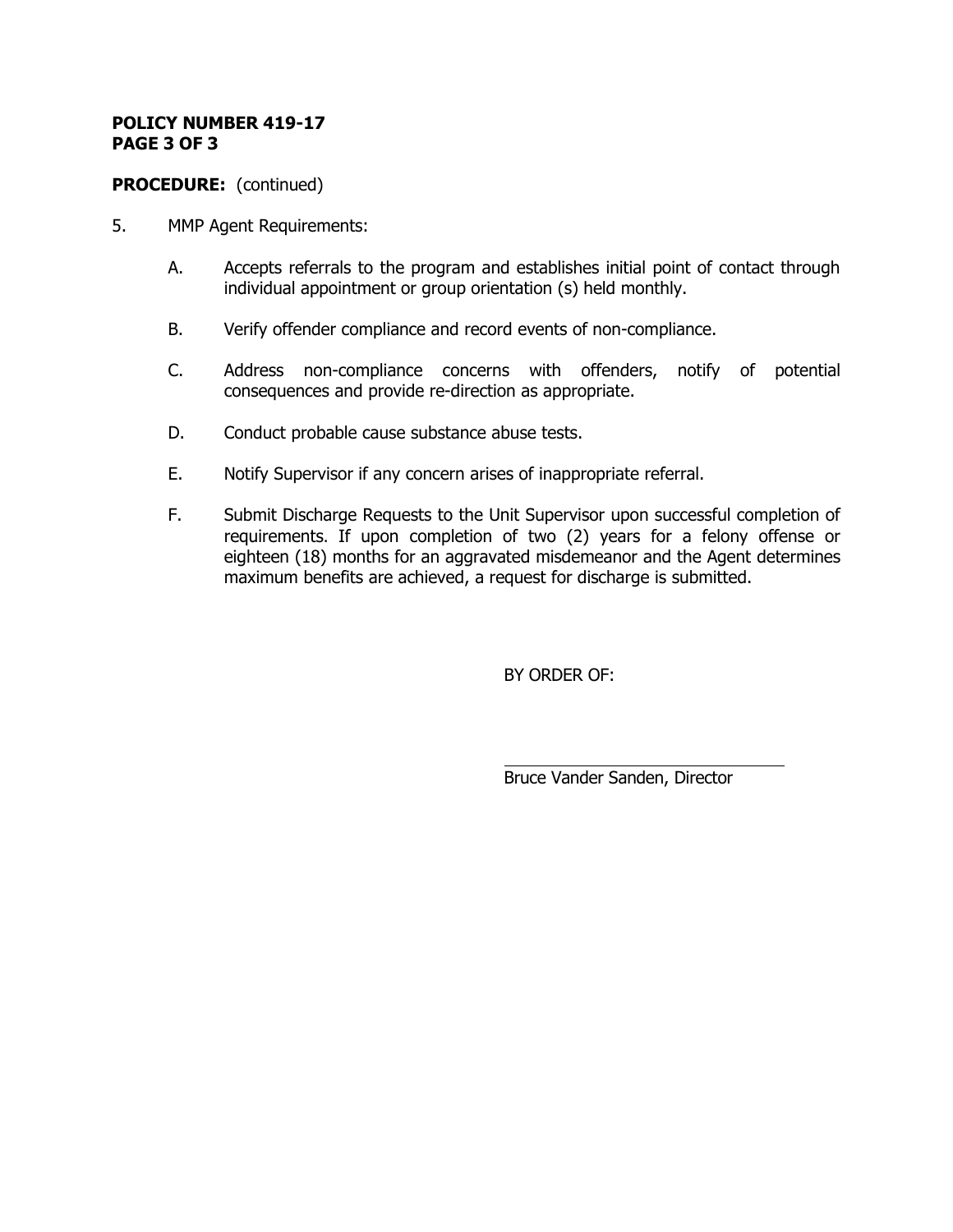**POLICY NUMBER 419-17**

**PROCEDURE:** (continued)

5. MMP Agent Requirements:

   A. Accepts referrals to the program and establishes initial point of contact through individual appointment or group orientation (s) held monthly.

   B. Verify offender compliance and record events of non-compliance.

   C. Address non-compliance concerns with offenders, notify of potential consequences and provide re-direction as appropriate.

   D. Conduct probable cause substance abuse tests.

   E. Notify Supervisor if any concern arises of inappropriate referral.

   F. Submit Discharge Requests to the Unit Supervisor upon successful completion of requirements. If upon completion of two (2) years for a felony offense or eighteen (18) months for an aggravated misdemeanor and the Agent determines maximum benefits are achieved, a request for discharge is submitted.

BY ORDER OF:

Bruce Vander Sanden, Director